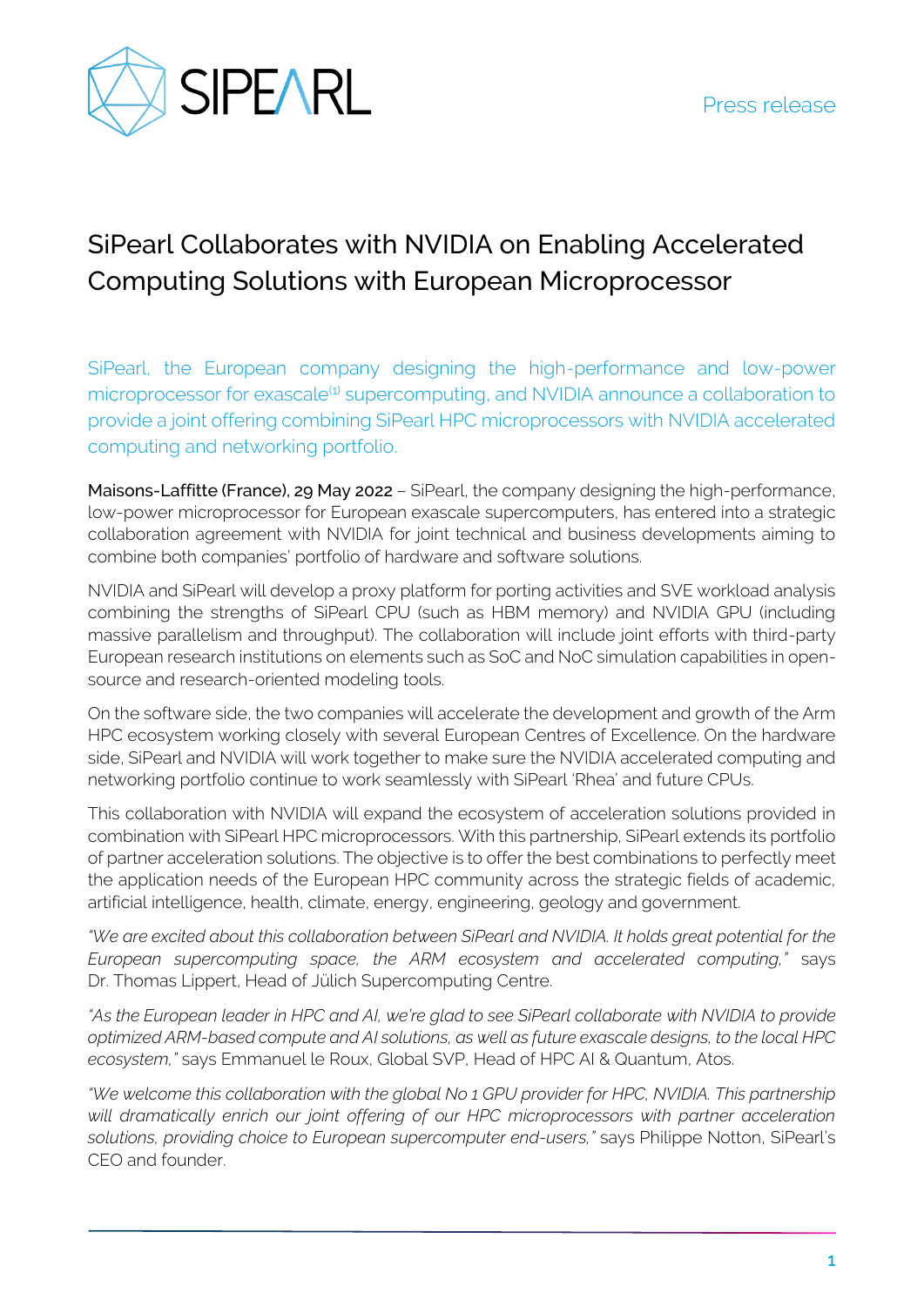Press release

# SiPearl Collaborates with NVIDIA on Enabling Accelerated Computing Solutions with European Microprocessor

SiPearl, the European company designing the high-performance and low-power microprocessor for exascale[1] supercomputing, and NVIDIA announce a collaboration to provide a joint offering combining SiPearl HPC microprocessors with NVIDIA accelerated computing and networking portfolio.

**Maisons-Laffitte (France), 29 May 2022** – SiPearl, the company designing the high-performance, low-power microprocessor for European exascale supercomputers, has entered into a strategic collaboration agreement with NVIDIA for joint technical and business developments aiming to combine both companies' portfolio of hardware and software solutions.

NVIDIA and SiPearl will develop a proxy platform for porting activities and SVE workload analysis combining the strengths of SiPearl CPU (such as HBM memory) and NVIDIA GPU (including massive parallelism and throughput). The collaboration will include joint efforts with third-party European research institutions on elements such as SoC and NoC simulation capabilities in open-source and research-oriented modeling tools.

On the software side, the two companies will accelerate the development and growth of the Arm HPC ecosystem working closely with several European Centres of Excellence. On the hardware side, SiPearl and NVIDIA will work together to make sure the NVIDIA accelerated computing and networking portfolio continue to work seamlessly with SiPearl 'Rhea' and future CPUs.

This collaboration with NVIDIA will expand the ecosystem of acceleration solutions provided in combination with SiPearl HPC microprocessors. With this partnership, SiPearl extends its portfolio of partner acceleration solutions. The objective is to offer the best combinations to perfectly meet the application needs of the European HPC community across the strategic fields of academic, artificial intelligence, health, climate, energy, engineering, geology and government.

*"We are excited about this collaboration between SiPearl and NVIDIA. It holds great potential for the European supercomputing space, the ARM ecosystem and accelerated computing,"* says Dr. Thomas Lippert, Head of Jülich Supercomputing Centre.

*"As the European leader in HPC and AI, we're glad to see SiPearl collaborate with NVIDIA to provide optimized ARM-based compute and AI solutions, as well as future exascale designs, to the local HPC ecosystem,"* says Emmanuel le Roux, Global SVP, Head of HPC AI & Quantum, Atos.

*"We welcome this collaboration with the global No 1 GPU provider for HPC, NVIDIA. This partnership will dramatically enrich our joint offering of our HPC microprocessors with partner acceleration solutions, providing choice to European supercomputer end-users,"* says Philippe Notton, SiPearl's CEO and founder.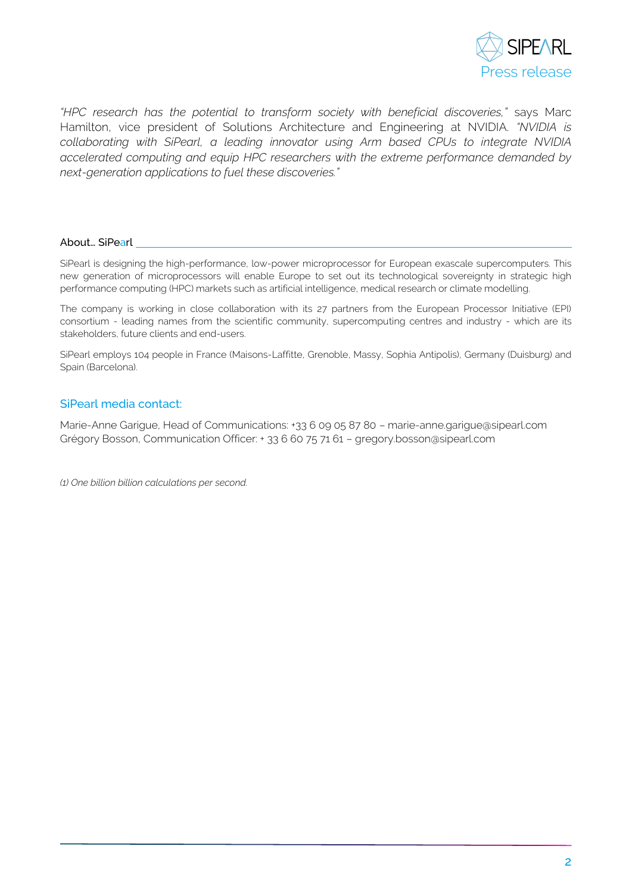*"HPC research has the potential to transform society with beneficial discoveries,"* says Marc Hamilton, vice president of Solutions Architecture and Engineering at NVIDIA. *"NVIDIA is collaborating with SiPearl, a leading innovator using Arm based CPUs to integrate NVIDIA accelerated computing and equip HPC researchers with the extreme performance demanded by next-generation applications to fuel these discoveries."*

## About… SiPearl

SiPearl is designing the high-performance, low-power microprocessor for European exascale supercomputers. This new generation of microprocessors will enable Europe to set out its technological sovereignty in strategic high performance computing (HPC) markets such as artificial intelligence, medical research or climate modelling.

The company is working in close collaboration with its 27 partners from the European Processor Initiative (EPI) consortium - leading names from the scientific community, supercomputing centres and industry - which are its stakeholders, future clients and end-users.

SiPearl employs 104 people in France (Maisons-Laffitte, Grenoble, Massy, Sophia Antipolis), Germany (Duisburg) and Spain (Barcelona).

## SiPearl media contact:

Marie-Anne Garigue, Head of Communications: +33 6 09 05 87 80 – marie-anne.garigue@sipearl.com
Grégory Bosson, Communication Officer: + 33 6 60 75 71 61 – gregory.bosson@sipearl.com

*(1) One billion billion calculations per second.*